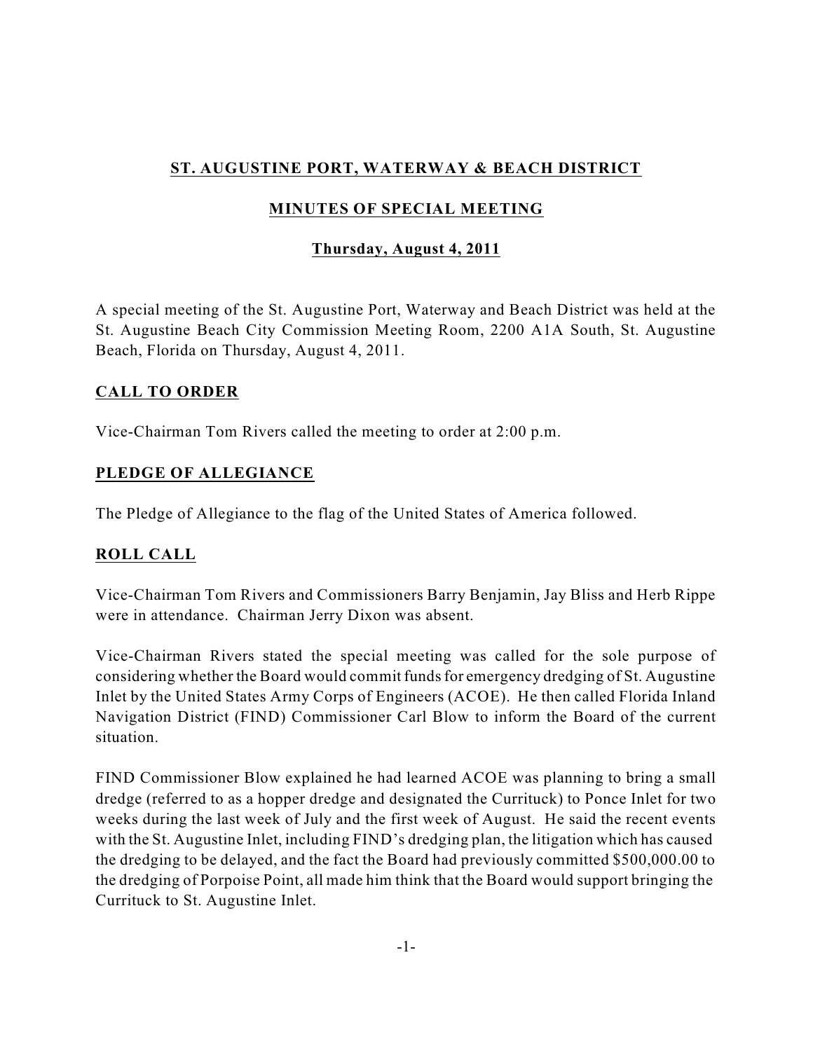# ST. AUGUSTINE PORT, WATERWAY & BEACH DISTRICT

## MINUTES OF SPECIAL MEETING

### Thursday, August 4, 2011

A special meeting of the St. Augustine Port, Waterway and Beach District was held at the St. Augustine Beach City Commission Meeting Room, 2200 A1A South, St. Augustine Beach, Florida on Thursday, August 4, 2011.

## CALL TO ORDER

Vice-Chairman Tom Rivers called the meeting to order at 2:00 p.m.

## PLEDGE OF ALLEGIANCE

The Pledge of Allegiance to the flag of the United States of America followed.

## ROLL CALL

Vice-Chairman Tom Rivers and Commissioners Barry Benjamin, Jay Bliss and Herb Rippe were in attendance. Chairman Jerry Dixon was absent.

Vice-Chairman Rivers stated the special meeting was called for the sole purpose of considering whether the Board would commit funds for emergency dredging of St. Augustine Inlet by the United States Army Corps of Engineers (ACOE). He then called Florida Inland Navigation District (FIND) Commissioner Carl Blow to inform the Board of the current situation.

FIND Commissioner Blow explained he had learned ACOE was planning to bring a small dredge (referred to as a hopper dredge and designated the Currituck) to Ponce Inlet for two weeks during the last week of July and the first week of August. He said the recent events with the St. Augustine Inlet, including FIND's dredging plan, the litigation which has caused the dredging to be delayed, and the fact the Board had previously committed $500,000.00 to the dredging of Porpoise Point, all made him think that the Board would support bringing the Currituck to St. Augustine Inlet.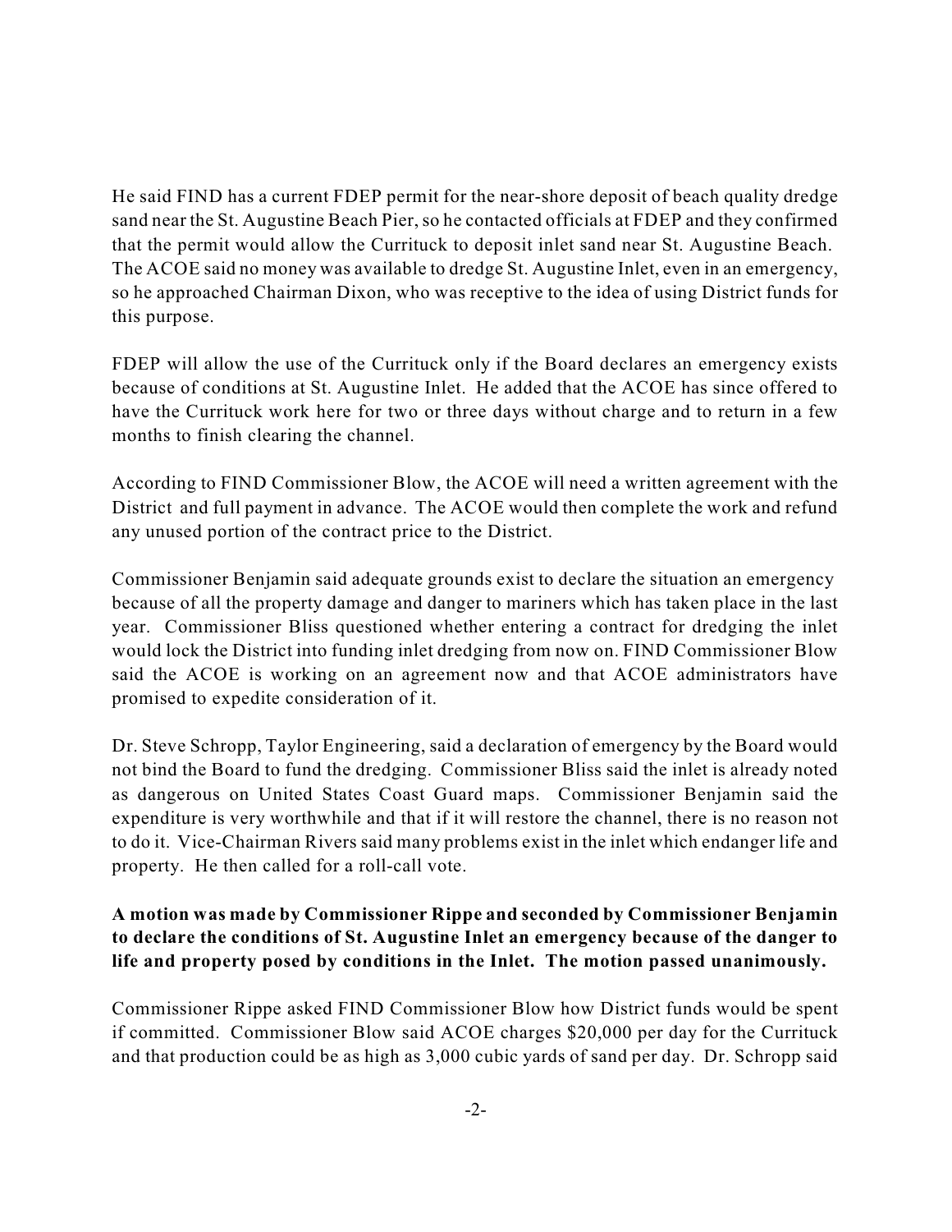He said FIND has a current FDEP permit for the near-shore deposit of beach quality dredge sand near the St. Augustine Beach Pier, so he contacted officials at FDEP and they confirmed that the permit would allow the Currituck to deposit inlet sand near St. Augustine Beach. The ACOE said no money was available to dredge St. Augustine Inlet, even in an emergency, so he approached Chairman Dixon, who was receptive to the idea of using District funds for this purpose.

FDEP will allow the use of the Currituck only if the Board declares an emergency exists because of conditions at St. Augustine Inlet. He added that the ACOE has since offered to have the Currituck work here for two or three days without charge and to return in a few months to finish clearing the channel.

According to FIND Commissioner Blow, the ACOE will need a written agreement with the District and full payment in advance. The ACOE would then complete the work and refund any unused portion of the contract price to the District.

Commissioner Benjamin said adequate grounds exist to declare the situation an emergency because of all the property damage and danger to mariners which has taken place in the last year. Commissioner Bliss questioned whether entering a contract for dredging the inlet would lock the District into funding inlet dredging from now on. FIND Commissioner Blow said the ACOE is working on an agreement now and that ACOE administrators have promised to expedite consideration of it.

Dr. Steve Schropp, Taylor Engineering, said a declaration of emergency by the Board would not bind the Board to fund the dredging. Commissioner Bliss said the inlet is already noted as dangerous on United States Coast Guard maps. Commissioner Benjamin said the expenditure is very worthwhile and that if it will restore the channel, there is no reason not to do it. Vice-Chairman Rivers said many problems exist in the inlet which endanger life and property. He then called for a roll-call vote.

**A motion was made by Commissioner Rippe and seconded by Commissioner Benjamin to declare the conditions of St. Augustine Inlet an emergency because of the danger to life and property posed by conditions in the Inlet. The motion passed unanimously.**

Commissioner Rippe asked FIND Commissioner Blow how District funds would be spent if committed. Commissioner Blow said ACOE charges $20,000 per day for the Currituck and that production could be as high as 3,000 cubic yards of sand per day. Dr. Schropp said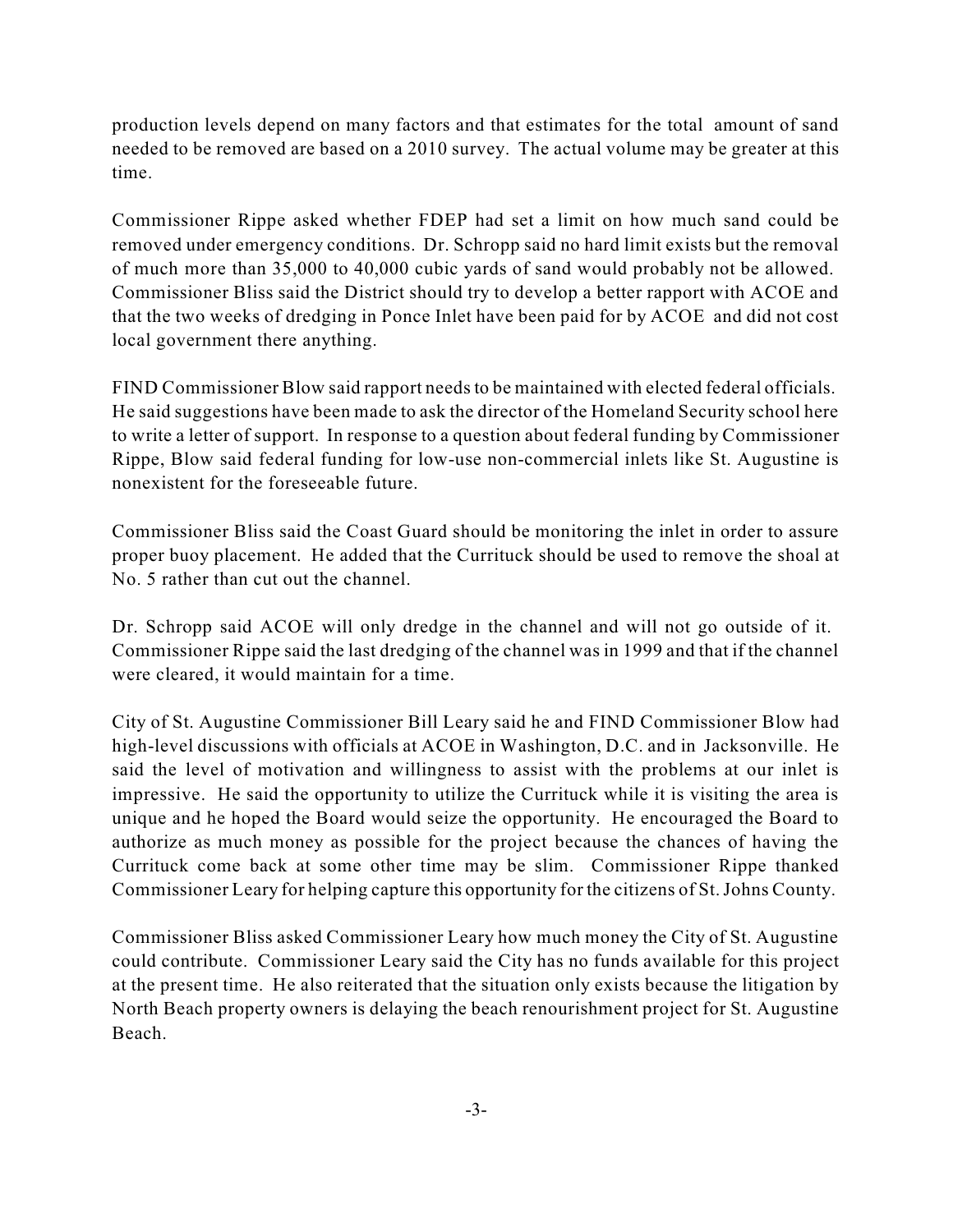production levels depend on many factors and that estimates for the total amount of sand needed to be removed are based on a 2010 survey. The actual volume may be greater at this time.

Commissioner Rippe asked whether FDEP had set a limit on how much sand could be removed under emergency conditions. Dr. Schropp said no hard limit exists but the removal of much more than 35,000 to 40,000 cubic yards of sand would probably not be allowed. Commissioner Bliss said the District should try to develop a better rapport with ACOE and that the two weeks of dredging in Ponce Inlet have been paid for by ACOE and did not cost local government there anything.

FIND Commissioner Blow said rapport needs to be maintained with elected federal officials. He said suggestions have been made to ask the director of the Homeland Security school here to write a letter of support. In response to a question about federal funding by Commissioner Rippe, Blow said federal funding for low-use non-commercial inlets like St. Augustine is nonexistent for the foreseeable future.

Commissioner Bliss said the Coast Guard should be monitoring the inlet in order to assure proper buoy placement. He added that the Currituck should be used to remove the shoal at No. 5 rather than cut out the channel.

Dr. Schropp said ACOE will only dredge in the channel and will not go outside of it. Commissioner Rippe said the last dredging of the channel was in 1999 and that if the channel were cleared, it would maintain for a time.

City of St. Augustine Commissioner Bill Leary said he and FIND Commissioner Blow had high-level discussions with officials at ACOE in Washington, D.C. and in Jacksonville. He said the level of motivation and willingness to assist with the problems at our inlet is impressive. He said the opportunity to utilize the Currituck while it is visiting the area is unique and he hoped the Board would seize the opportunity. He encouraged the Board to authorize as much money as possible for the project because the chances of having the Currituck come back at some other time may be slim. Commissioner Rippe thanked Commissioner Leary for helping capture this opportunity for the citizens of St. Johns County.

Commissioner Bliss asked Commissioner Leary how much money the City of St. Augustine could contribute. Commissioner Leary said the City has no funds available for this project at the present time. He also reiterated that the situation only exists because the litigation by North Beach property owners is delaying the beach renourishment project for St. Augustine Beach.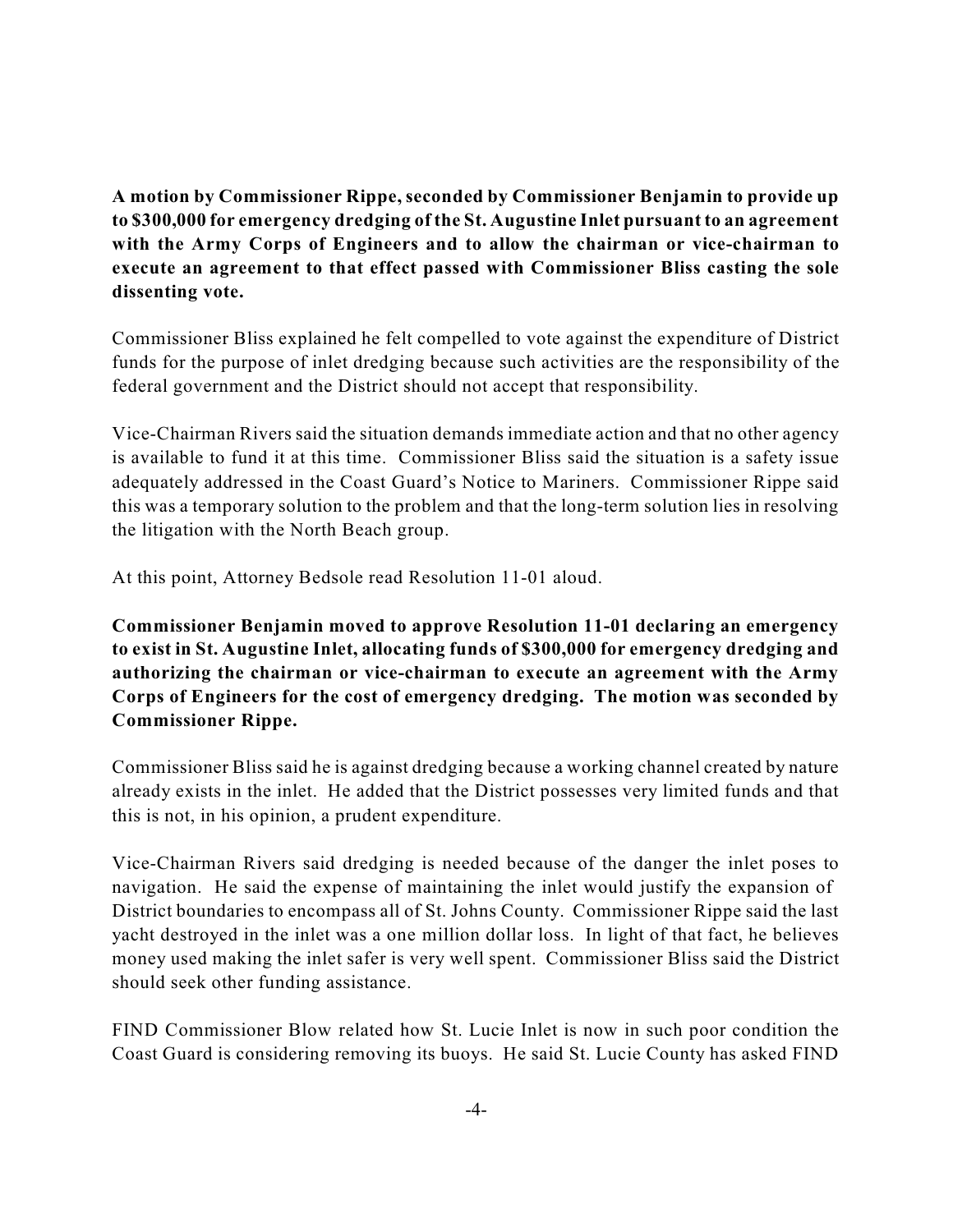**A motion by Commissioner Rippe, seconded by Commissioner Benjamin to provide up to $300,000 for emergency dredging of the St. Augustine Inlet pursuant to an agreement with the Army Corps of Engineers and to allow the chairman or vice-chairman to execute an agreement to that effect passed with Commissioner Bliss casting the sole dissenting vote.**

Commissioner Bliss explained he felt compelled to vote against the expenditure of District funds for the purpose of inlet dredging because such activities are the responsibility of the federal government and the District should not accept that responsibility.

Vice-Chairman Rivers said the situation demands immediate action and that no other agency is available to fund it at this time. Commissioner Bliss said the situation is a safety issue adequately addressed in the Coast Guard's Notice to Mariners. Commissioner Rippe said this was a temporary solution to the problem and that the long-term solution lies in resolving the litigation with the North Beach group.

At this point, Attorney Bedsole read Resolution 11-01 aloud.

**Commissioner Benjamin moved to approve Resolution 11-01 declaring an emergency to exist in St. Augustine Inlet, allocating funds of $300,000 for emergency dredging and authorizing the chairman or vice-chairman to execute an agreement with the Army Corps of Engineers for the cost of emergency dredging. The motion was seconded by Commissioner Rippe.**

Commissioner Bliss said he is against dredging because a working channel created by nature already exists in the inlet. He added that the District possesses very limited funds and that this is not, in his opinion, a prudent expenditure.

Vice-Chairman Rivers said dredging is needed because of the danger the inlet poses to navigation. He said the expense of maintaining the inlet would justify the expansion of District boundaries to encompass all of St. Johns County. Commissioner Rippe said the last yacht destroyed in the inlet was a one million dollar loss. In light of that fact, he believes money used making the inlet safer is very well spent. Commissioner Bliss said the District should seek other funding assistance.

FIND Commissioner Blow related how St. Lucie Inlet is now in such poor condition the Coast Guard is considering removing its buoys. He said St. Lucie County has asked FIND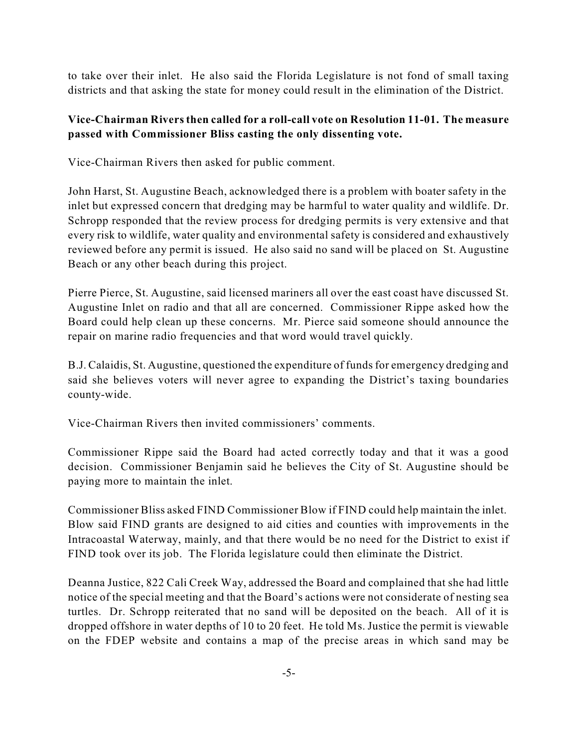to take over their inlet. He also said the Florida Legislature is not fond of small taxing districts and that asking the state for money could result in the elimination of the District.

**Vice-Chairman Rivers then called for a roll-call vote on Resolution 11-01. The measure passed with Commissioner Bliss casting the only dissenting vote.**

Vice-Chairman Rivers then asked for public comment.

John Harst, St. Augustine Beach, acknowledged there is a problem with boater safety in the inlet but expressed concern that dredging may be harmful to water quality and wildlife. Dr. Schropp responded that the review process for dredging permits is very extensive and that every risk to wildlife, water quality and environmental safety is considered and exhaustively reviewed before any permit is issued. He also said no sand will be placed on St. Augustine Beach or any other beach during this project.

Pierre Pierce, St. Augustine, said licensed mariners all over the east coast have discussed St. Augustine Inlet on radio and that all are concerned. Commissioner Rippe asked how the Board could help clean up these concerns. Mr. Pierce said someone should announce the repair on marine radio frequencies and that word would travel quickly.

B.J. Calaidis, St. Augustine, questioned the expenditure of funds for emergency dredging and said she believes voters will never agree to expanding the District's taxing boundaries county-wide.

Vice-Chairman Rivers then invited commissioners' comments.

Commissioner Rippe said the Board had acted correctly today and that it was a good decision. Commissioner Benjamin said he believes the City of St. Augustine should be paying more to maintain the inlet.

Commissioner Bliss asked FIND Commissioner Blow if FIND could help maintain the inlet. Blow said FIND grants are designed to aid cities and counties with improvements in the Intracoastal Waterway, mainly, and that there would be no need for the District to exist if FIND took over its job. The Florida legislature could then eliminate the District.

Deanna Justice, 822 Cali Creek Way, addressed the Board and complained that she had little notice of the special meeting and that the Board's actions were not considerate of nesting sea turtles. Dr. Schropp reiterated that no sand will be deposited on the beach. All of it is dropped offshore in water depths of 10 to 20 feet. He told Ms. Justice the permit is viewable on the FDEP website and contains a map of the precise areas in which sand may be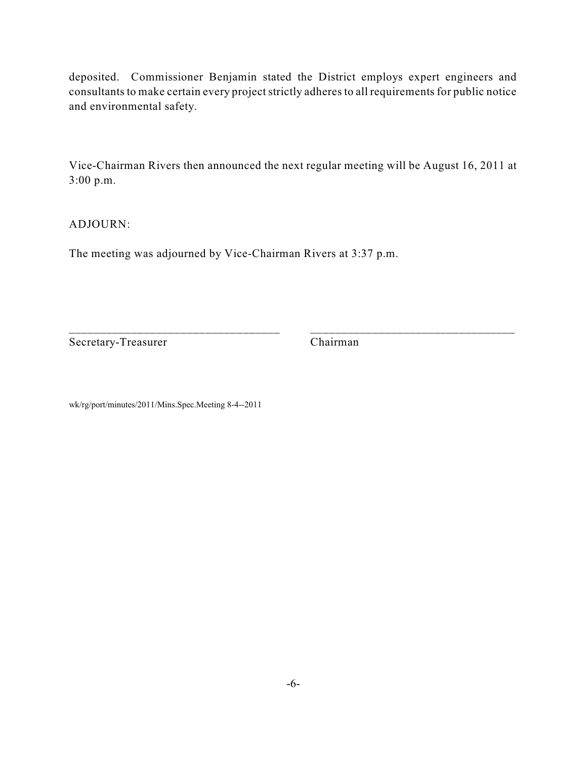deposited. Commissioner Benjamin stated the District employs expert engineers and consultants to make certain every project strictly adheres to all requirements for public notice and environmental safety.

Vice-Chairman Rivers then announced the next regular meeting will be August 16, 2011 at 3:00 p.m.

ADJOURN:

The meeting was adjourned by Vice-Chairman Rivers at 3:37 p.m.

\_\_\_\_\_\_\_\_\_\_\_\_\_\_\_\_\_\_\_\_\_\_\_\_\_\_\_\_\_\_\_\_\_\_ \_\_\_\_\_\_\_\_\_\_\_\_\_\_\_\_\_\_\_\_\_\_\_\_\_\_\_\_\_\_\_\_\_\_

Secretary-Treasurer Chairman

wk/rg/port/minutes/2011/Mins.Spec.Meeting 8-4--2011